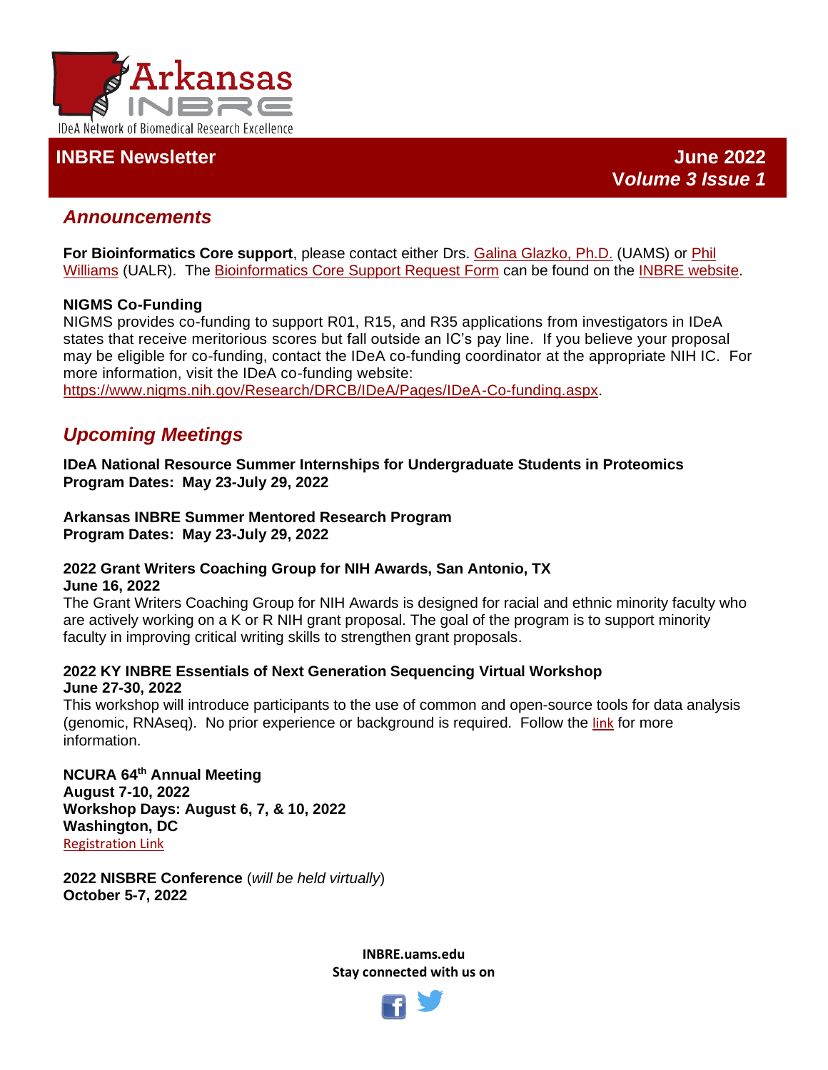Arkansas INBRE

IDeA Network of Biomedical Research Excellence

# INBRE Newsletter

**June 2022**
***Volume 3 Issue 1***

## *Announcements*

**For Bioinformatics Core support**, please contact either Drs. Galina Glazko, Ph.D. (UAMS) or Phil Williams (UALR). The Bioinformatics Core Support Request Form can be found on the INBRE website.

**NIGMS Co-Funding**
NIGMS provides co-funding to support R01, R15, and R35 applications from investigators in IDeA states that receive meritorious scores but fall outside an IC's pay line. If you believe your proposal may be eligible for co-funding, contact the IDeA co-funding coordinator at the appropriate NIH IC. For more information, visit the IDeA co-funding website: https://www.nigms.nih.gov/Research/DRCB/IDeA/Pages/IDeA-Co-funding.aspx.

## *Upcoming Meetings*

**IDeA National Resource Summer Internships for Undergraduate Students in Proteomics**
**Program Dates: May 23-July 29, 2022**

**Arkansas INBRE Summer Mentored Research Program**
**Program Dates: May 23-July 29, 2022**

**2022 Grant Writers Coaching Group for NIH Awards, San Antonio, TX**
**June 16, 2022**
The Grant Writers Coaching Group for NIH Awards is designed for racial and ethnic minority faculty who are actively working on a K or R NIH grant proposal. The goal of the program is to support minority faculty in improving critical writing skills to strengthen grant proposals.

**2022 KY INBRE Essentials of Next Generation Sequencing Virtual Workshop**
**June 27-30, 2022**
This workshop will introduce participants to the use of common and open-source tools for data analysis (genomic, RNAseq). No prior experience or background is required. Follow the link for more information.

**NCURA 64th Annual Meeting**
**August 7-10, 2022**
**Workshop Days: August 6, 7, & 10, 2022**
**Washington, DC**
Registration Link

**2022 NISBRE Conference** (*will be held virtually*)
**October 5-7, 2022**

**INBRE.uams.edu**
**Stay connected with us on**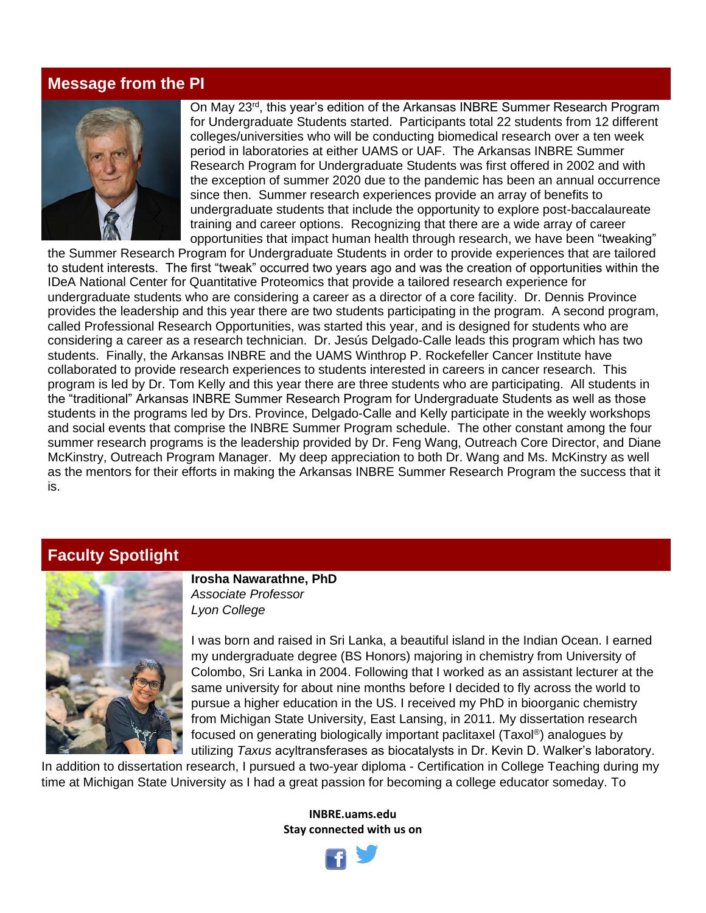## Message from the PI

On May 23rd, this year's edition of the Arkansas INBRE Summer Research Program for Undergraduate Students started. Participants total 22 students from 12 different colleges/universities who will be conducting biomedical research over a ten week period in laboratories at either UAMS or UAF. The Arkansas INBRE Summer Research Program for Undergraduate Students was first offered in 2002 and with the exception of summer 2020 due to the pandemic has been an annual occurrence since then. Summer research experiences provide an array of benefits to undergraduate students that include the opportunity to explore post-baccalaureate training and career options. Recognizing that there are a wide array of career opportunities that impact human health through research, we have been "tweaking" the Summer Research Program for Undergraduate Students in order to provide experiences that are tailored to student interests. The first "tweak" occurred two years ago and was the creation of opportunities within the IDeA National Center for Quantitative Proteomics that provide a tailored research experience for undergraduate students who are considering a career as a director of a core facility. Dr. Dennis Province provides the leadership and this year there are two students participating in the program. A second program, called Professional Research Opportunities, was started this year, and is designed for students who are considering a career as a research technician. Dr. Jesús Delgado-Calle leads this program which has two students. Finally, the Arkansas INBRE and the UAMS Winthrop P. Rockefeller Cancer Institute have collaborated to provide research experiences to students interested in careers in cancer research. This program is led by Dr. Tom Kelly and this year there are three students who are participating. All students in the "traditional" Arkansas INBRE Summer Research Program for Undergraduate Students as well as those students in the programs led by Drs. Province, Delgado-Calle and Kelly participate in the weekly workshops and social events that comprise the INBRE Summer Program schedule. The other constant among the four summer research programs is the leadership provided by Dr. Feng Wang, Outreach Core Director, and Diane McKinstry, Outreach Program Manager. My deep appreciation to both Dr. Wang and Ms. McKinstry as well as the mentors for their efforts in making the Arkansas INBRE Summer Research Program the success that it is.

## Faculty Spotlight

**Irosha Nawarathne, PhD**
*Associate Professor*
*Lyon College*

I was born and raised in Sri Lanka, a beautiful island in the Indian Ocean. I earned my undergraduate degree (BS Honors) majoring in chemistry from University of Colombo, Sri Lanka in 2004. Following that I worked as an assistant lecturer at the same university for about nine months before I decided to fly across the world to pursue a higher education in the US. I received my PhD in bioorganic chemistry from Michigan State University, East Lansing, in 2011. My dissertation research focused on generating biologically important paclitaxel (Taxol®) analogues by utilizing *Taxus* acyltransferases as biocatalysts in Dr. Kevin D. Walker's laboratory. In addition to dissertation research, I pursued a two-year diploma - Certification in College Teaching during my time at Michigan State University as I had a great passion for becoming a college educator someday. To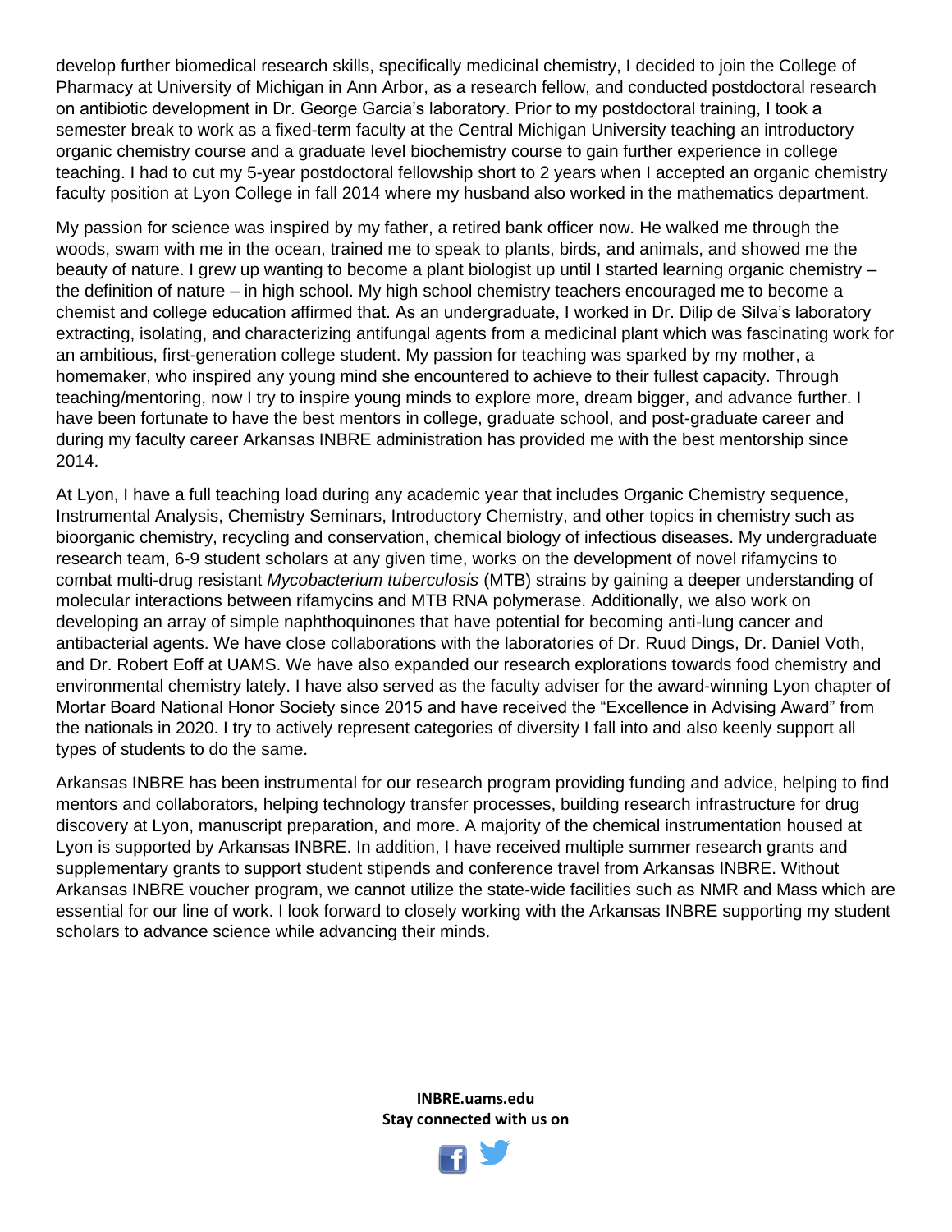develop further biomedical research skills, specifically medicinal chemistry, I decided to join the College of Pharmacy at University of Michigan in Ann Arbor, as a research fellow, and conducted postdoctoral research on antibiotic development in Dr. George Garcia's laboratory. Prior to my postdoctoral training, I took a semester break to work as a fixed-term faculty at the Central Michigan University teaching an introductory organic chemistry course and a graduate level biochemistry course to gain further experience in college teaching. I had to cut my 5-year postdoctoral fellowship short to 2 years when I accepted an organic chemistry faculty position at Lyon College in fall 2014 where my husband also worked in the mathematics department.

My passion for science was inspired by my father, a retired bank officer now. He walked me through the woods, swam with me in the ocean, trained me to speak to plants, birds, and animals, and showed me the beauty of nature. I grew up wanting to become a plant biologist up until I started learning organic chemistry – the definition of nature – in high school. My high school chemistry teachers encouraged me to become a chemist and college education affirmed that. As an undergraduate, I worked in Dr. Dilip de Silva's laboratory extracting, isolating, and characterizing antifungal agents from a medicinal plant which was fascinating work for an ambitious, first-generation college student. My passion for teaching was sparked by my mother, a homemaker, who inspired any young mind she encountered to achieve to their fullest capacity. Through teaching/mentoring, now I try to inspire young minds to explore more, dream bigger, and advance further. I have been fortunate to have the best mentors in college, graduate school, and post-graduate career and during my faculty career Arkansas INBRE administration has provided me with the best mentorship since 2014.

At Lyon, I have a full teaching load during any academic year that includes Organic Chemistry sequence, Instrumental Analysis, Chemistry Seminars, Introductory Chemistry, and other topics in chemistry such as bioorganic chemistry, recycling and conservation, chemical biology of infectious diseases. My undergraduate research team, 6-9 student scholars at any given time, works on the development of novel rifamycins to combat multi-drug resistant *Mycobacterium tuberculosis* (MTB) strains by gaining a deeper understanding of molecular interactions between rifamycins and MTB RNA polymerase. Additionally, we also work on developing an array of simple naphthoquinones that have potential for becoming anti-lung cancer and antibacterial agents. We have close collaborations with the laboratories of Dr. Ruud Dings, Dr. Daniel Voth, and Dr. Robert Eoff at UAMS. We have also expanded our research explorations towards food chemistry and environmental chemistry lately. I have also served as the faculty adviser for the award-winning Lyon chapter of Mortar Board National Honor Society since 2015 and have received the "Excellence in Advising Award" from the nationals in 2020. I try to actively represent categories of diversity I fall into and also keenly support all types of students to do the same.

Arkansas INBRE has been instrumental for our research program providing funding and advice, helping to find mentors and collaborators, helping technology transfer processes, building research infrastructure for drug discovery at Lyon, manuscript preparation, and more. A majority of the chemical instrumentation housed at Lyon is supported by Arkansas INBRE. In addition, I have received multiple summer research grants and supplementary grants to support student stipends and conference travel from Arkansas INBRE. Without Arkansas INBRE voucher program, we cannot utilize the state-wide facilities such as NMR and Mass which are essential for our line of work. I look forward to closely working with the Arkansas INBRE supporting my student scholars to advance science while advancing their minds.

**INBRE.uams.edu**
**Stay connected with us on**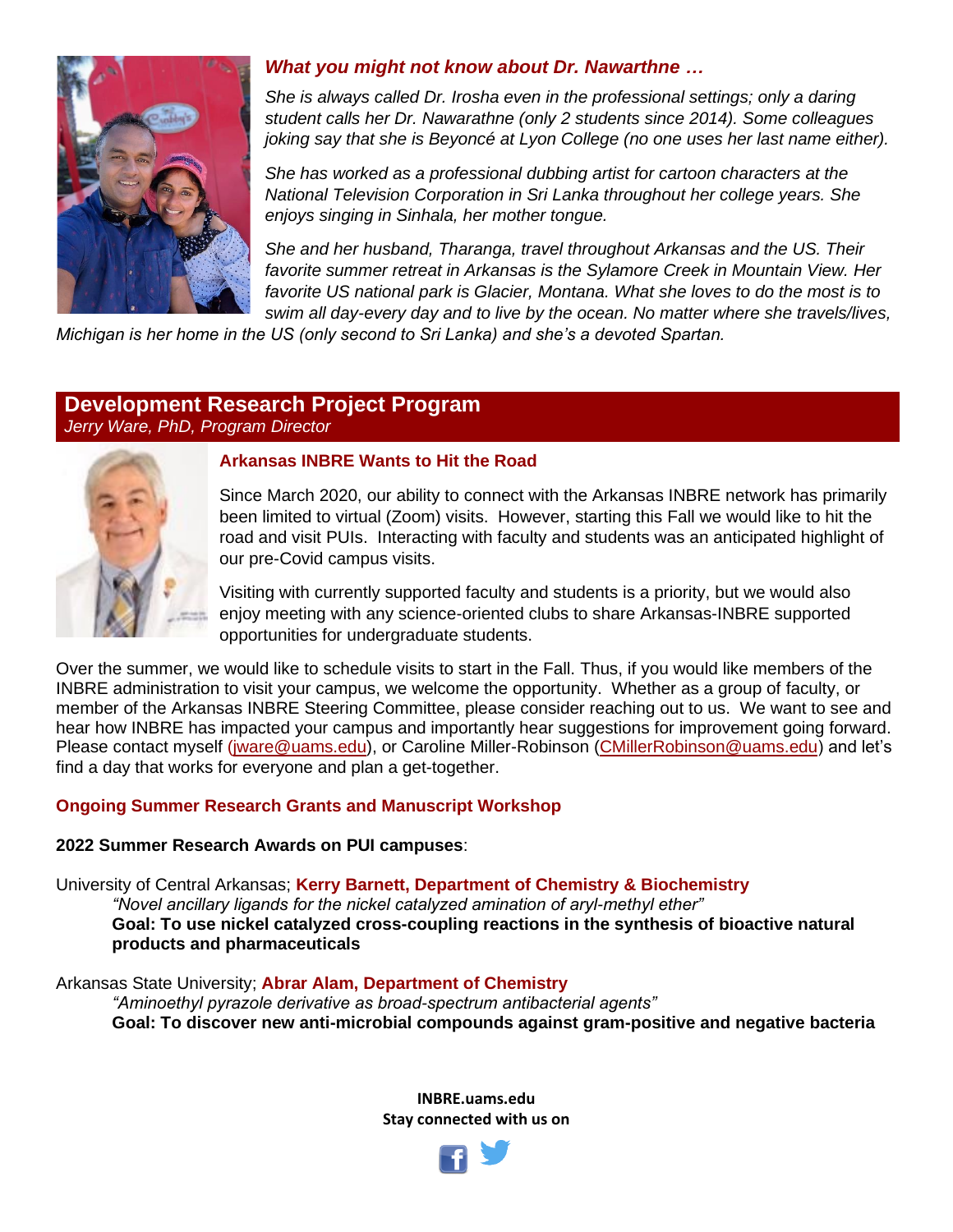### *What you might not know about Dr. Nawarthne …*

*She is always called Dr. Irosha even in the professional settings; only a daring student calls her Dr. Nawarathne (only 2 students since 2014). Some colleagues joking say that she is Beyoncé at Lyon College (no one uses her last name either).*

*She has worked as a professional dubbing artist for cartoon characters at the National Television Corporation in Sri Lanka throughout her college years. She enjoys singing in Sinhala, her mother tongue.*

*She and her husband, Tharanga, travel throughout Arkansas and the US. Their favorite summer retreat in Arkansas is the Sylamore Creek in Mountain View. Her favorite US national park is Glacier, Montana. What she loves to do the most is to swim all day-every day and to live by the ocean. No matter where she travels/lives, Michigan is her home in the US (only second to Sri Lanka) and she's a devoted Spartan.*

## Development Research Project Program

*Jerry Ware, PhD, Program Director*

### Arkansas INBRE Wants to Hit the Road

Since March 2020, our ability to connect with the Arkansas INBRE network has primarily been limited to virtual (Zoom) visits. However, starting this Fall we would like to hit the road and visit PUIs. Interacting with faculty and students was an anticipated highlight of our pre-Covid campus visits.

Visiting with currently supported faculty and students is a priority, but we would also enjoy meeting with any science-oriented clubs to share Arkansas-INBRE supported opportunities for undergraduate students.

Over the summer, we would like to schedule visits to start in the Fall. Thus, if you would like members of the INBRE administration to visit your campus, we welcome the opportunity. Whether as a group of faculty, or member of the Arkansas INBRE Steering Committee, please consider reaching out to us. We want to see and hear how INBRE has impacted your campus and importantly hear suggestions for improvement going forward. Please contact myself (jware@uams.edu), or Caroline Miller-Robinson (CMillerRobinson@uams.edu) and let's find a day that works for everyone and plan a get-together.

### Ongoing Summer Research Grants and Manuscript Workshop

**2022 Summer Research Awards on PUI campuses**:

University of Central Arkansas; **Kerry Barnett, Department of Chemistry & Biochemistry**
*"Novel ancillary ligands for the nickel catalyzed amination of aryl-methyl ether"*
**Goal: To use nickel catalyzed cross-coupling reactions in the synthesis of bioactive natural products and pharmaceuticals**

Arkansas State University; **Abrar Alam, Department of Chemistry**
*"Aminoethyl pyrazole derivative as broad-spectrum antibacterial agents"*
**Goal: To discover new anti-microbial compounds against gram-positive and negative bacteria**

**INBRE.uams.edu**
**Stay connected with us on**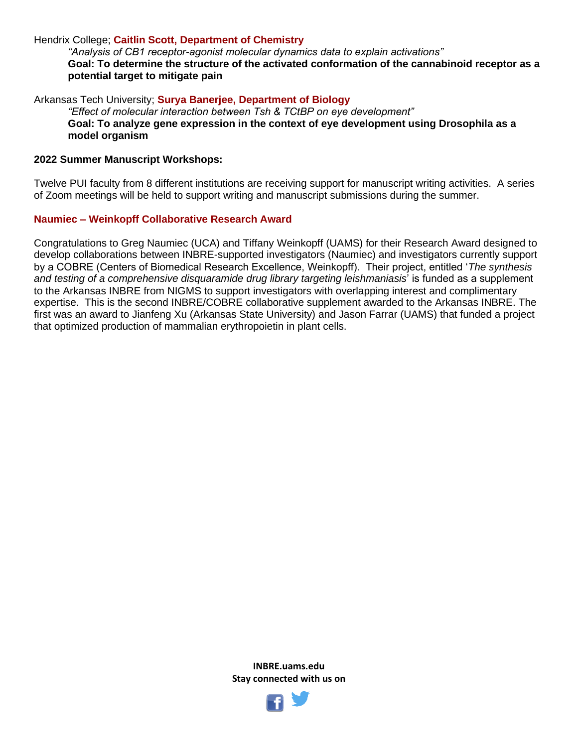Hendrix College; **Caitlin Scott, Department of Chemistry**

*"Analysis of CB1 receptor-agonist molecular dynamics data to explain activations"*

**Goal: To determine the structure of the activated conformation of the cannabinoid receptor as a potential target to mitigate pain**

Arkansas Tech University; **Surya Banerjee, Department of Biology**

*"Effect of molecular interaction between Tsh & TCtBP on eye development"*

**Goal: To analyze gene expression in the context of eye development using Drosophila as a model organism**

**2022 Summer Manuscript Workshops:**

Twelve PUI faculty from 8 different institutions are receiving support for manuscript writing activities. A series of Zoom meetings will be held to support writing and manuscript submissions during the summer.

**Naumiec – Weinkopff Collaborative Research Award**

Congratulations to Greg Naumiec (UCA) and Tiffany Weinkopff (UAMS) for their Research Award designed to develop collaborations between INBRE-supported investigators (Naumiec) and investigators currently support by a COBRE (Centers of Biomedical Research Excellence, Weinkopff). Their project, entitled '*The synthesis and testing of a comprehensive disquaramide drug library targeting leishmaniasis*' is funded as a supplement to the Arkansas INBRE from NIGMS to support investigators with overlapping interest and complimentary expertise. This is the second INBRE/COBRE collaborative supplement awarded to the Arkansas INBRE. The first was an award to Jianfeng Xu (Arkansas State University) and Jason Farrar (UAMS) that funded a project that optimized production of mammalian erythropoietin in plant cells.

**INBRE.uams.edu**
**Stay connected with us on**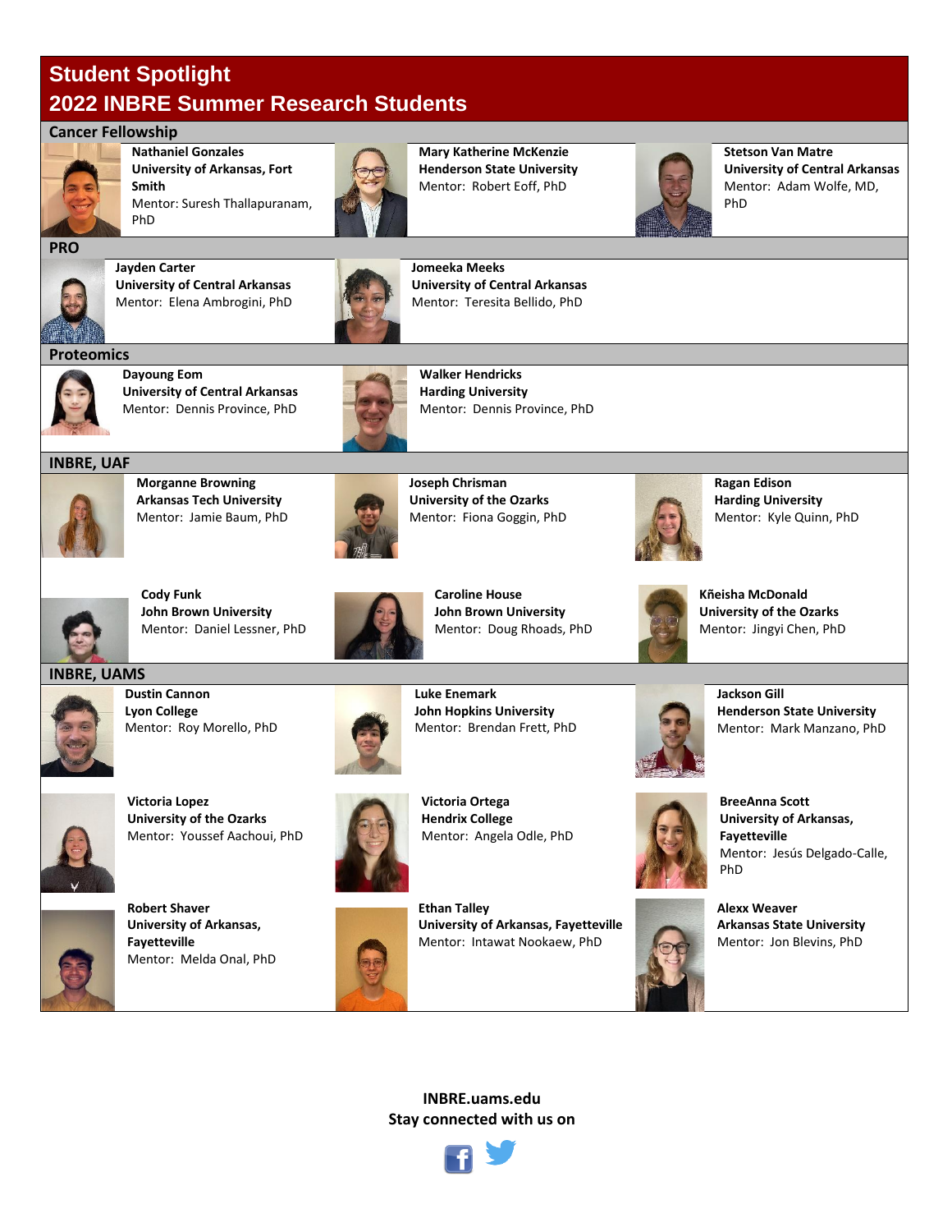# Student Spotlight

## 2022 INBRE Summer Research Students

### Cancer Fellowship

**Nathaniel Gonzales**
**University of Arkansas, Fort Smith**
Mentor: Suresh Thallapuranam, PhD

**Mary Katherine McKenzie**
**Henderson State University**
Mentor: Robert Eoff, PhD

**Stetson Van Matre**
**University of Central Arkansas**
Mentor: Adam Wolfe, MD, PhD

### PRO

**Jayden Carter**
**University of Central Arkansas**
Mentor: Elena Ambrogini, PhD

**Jomeeka Meeks**
**University of Central Arkansas**
Mentor: Teresita Bellido, PhD

### Proteomics

**Dayoung Eom**
**University of Central Arkansas**
Mentor: Dennis Province, PhD

**Walker Hendricks**
**Harding University**
Mentor: Dennis Province, PhD

### INBRE, UAF

**Morganne Browning**
**Arkansas Tech University**
Mentor: Jamie Baum, PhD

**Joseph Chrisman**
**University of the Ozarks**
Mentor: Fiona Goggin, PhD

**Ragan Edison**
**Harding University**
Mentor: Kyle Quinn, PhD

**Cody Funk**
**John Brown University**
Mentor: Daniel Lessner, PhD

**Caroline House**
**John Brown University**
Mentor: Doug Rhoads, PhD

**Kñeisha McDonald**
**University of the Ozarks**
Mentor: Jingyi Chen, PhD

### INBRE, UAMS

**Dustin Cannon**
**Lyon College**
Mentor: Roy Morello, PhD

**Luke Enemark**
**John Hopkins University**
Mentor: Brendan Frett, PhD

**Jackson Gill**
**Henderson State University**
Mentor: Mark Manzano, PhD

**Victoria Lopez**
**University of the Ozarks**
Mentor: Youssef Aachoui, PhD

**Victoria Ortega**
**Hendrix College**
Mentor: Angela Odle, PhD

**BreeAnna Scott**
**University of Arkansas, Fayetteville**
Mentor: Jesús Delgado-Calle, PhD

**Robert Shaver**
**University of Arkansas, Fayetteville**
Mentor: Melda Onal, PhD

**Ethan Talley**
**University of Arkansas, Fayetteville**
Mentor: Intawat Nookaew, PhD

**Alexx Weaver**
**Arkansas State University**
Mentor: Jon Blevins, PhD

**INBRE.uams.edu**
**Stay connected with us on**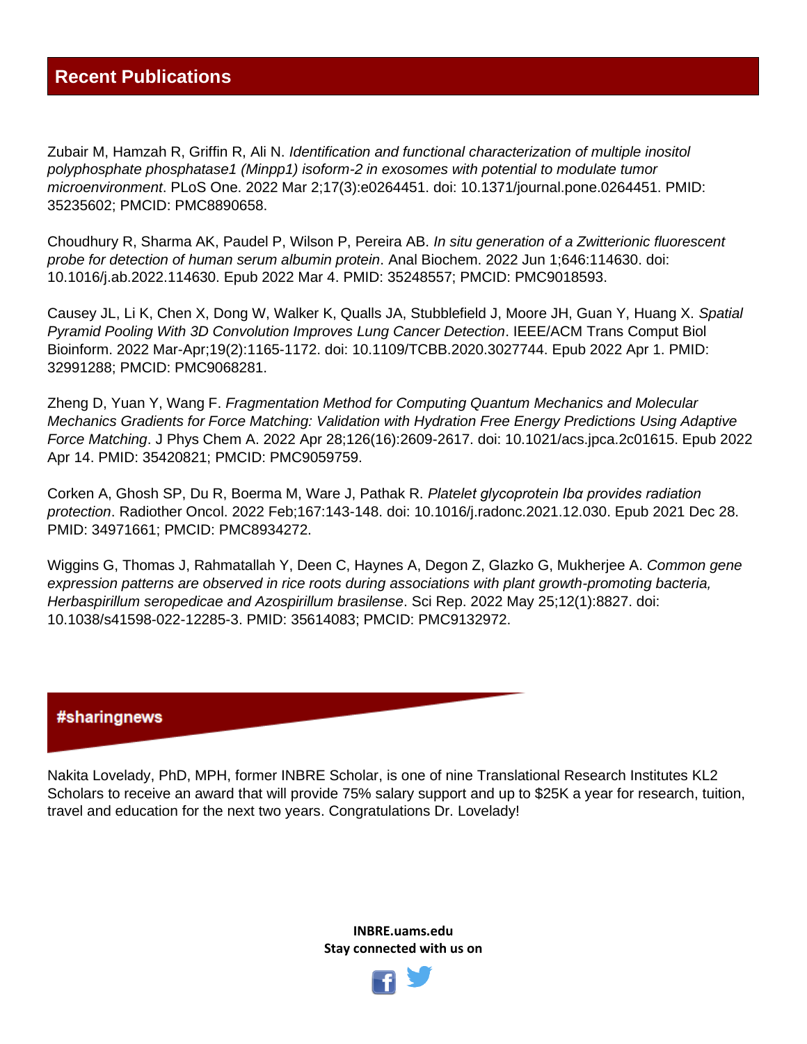## Recent Publications

Zubair M, Hamzah R, Griffin R, Ali N. *Identification and functional characterization of multiple inositol polyphosphate phosphatase1 (Minpp1) isoform-2 in exosomes with potential to modulate tumor microenvironment*. PLoS One. 2022 Mar 2;17(3):e0264451. doi: 10.1371/journal.pone.0264451. PMID: 35235602; PMCID: PMC8890658.

Choudhury R, Sharma AK, Paudel P, Wilson P, Pereira AB. *In situ generation of a Zwitterionic fluorescent probe for detection of human serum albumin protein*. Anal Biochem. 2022 Jun 1;646:114630. doi: 10.1016/j.ab.2022.114630. Epub 2022 Mar 4. PMID: 35248557; PMCID: PMC9018593.

Causey JL, Li K, Chen X, Dong W, Walker K, Qualls JA, Stubblefield J, Moore JH, Guan Y, Huang X. *Spatial Pyramid Pooling With 3D Convolution Improves Lung Cancer Detection*. IEEE/ACM Trans Comput Biol Bioinform. 2022 Mar-Apr;19(2):1165-1172. doi: 10.1109/TCBB.2020.3027744. Epub 2022 Apr 1. PMID: 32991288; PMCID: PMC9068281.

Zheng D, Yuan Y, Wang F. *Fragmentation Method for Computing Quantum Mechanics and Molecular Mechanics Gradients for Force Matching: Validation with Hydration Free Energy Predictions Using Adaptive Force Matching*. J Phys Chem A. 2022 Apr 28;126(16):2609-2617. doi: 10.1021/acs.jpca.2c01615. Epub 2022 Apr 14. PMID: 35420821; PMCID: PMC9059759.

Corken A, Ghosh SP, Du R, Boerma M, Ware J, Pathak R. *Platelet glycoprotein Ibα provides radiation protection*. Radiother Oncol. 2022 Feb;167:143-148. doi: 10.1016/j.radonc.2021.12.030. Epub 2021 Dec 28. PMID: 34971661; PMCID: PMC8934272.

Wiggins G, Thomas J, Rahmatallah Y, Deen C, Haynes A, Degon Z, Glazko G, Mukherjee A. *Common gene expression patterns are observed in rice roots during associations with plant growth-promoting bacteria, Herbaspirillum seropedicae and Azospirillum brasilense*. Sci Rep. 2022 May 25;12(1):8827. doi: 10.1038/s41598-022-12285-3. PMID: 35614083; PMCID: PMC9132972.

## #sharingnews

Nakita Lovelady, PhD, MPH, former INBRE Scholar, is one of nine Translational Research Institutes KL2 Scholars to receive an award that will provide 75% salary support and up to $25K a year for research, tuition, travel and education for the next two years. Congratulations Dr. Lovelady!

**INBRE.uams.edu**
**Stay connected with us on**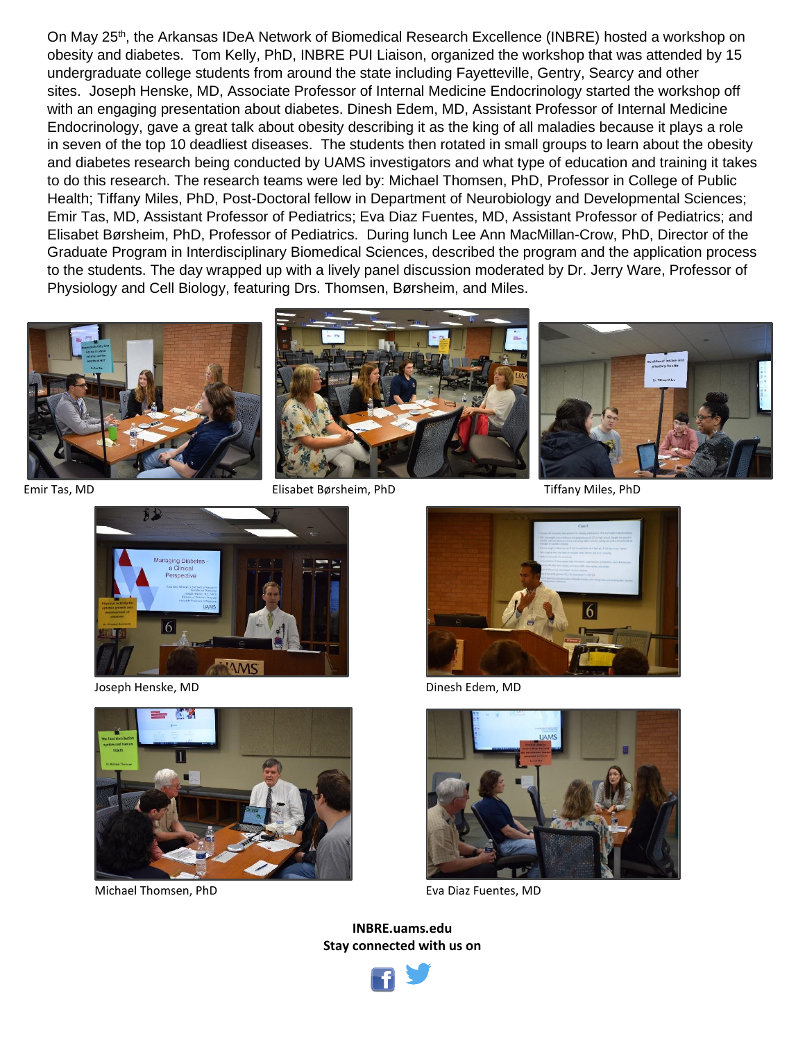On May 25th, the Arkansas IDeA Network of Biomedical Research Excellence (INBRE) hosted a workshop on obesity and diabetes. Tom Kelly, PhD, INBRE PUI Liaison, organized the workshop that was attended by 15 undergraduate college students from around the state including Fayetteville, Gentry, Searcy and other sites. Joseph Henske, MD, Associate Professor of Internal Medicine Endocrinology started the workshop off with an engaging presentation about diabetes. Dinesh Edem, MD, Assistant Professor of Internal Medicine Endocrinology, gave a great talk about obesity describing it as the king of all maladies because it plays a role in seven of the top 10 deadliest diseases. The students then rotated in small groups to learn about the obesity and diabetes research being conducted by UAMS investigators and what type of education and training it takes to do this research. The research teams were led by: Michael Thomsen, PhD, Professor in College of Public Health; Tiffany Miles, PhD, Post-Doctoral fellow in Department of Neurobiology and Developmental Sciences; Emir Tas, MD, Assistant Professor of Pediatrics; Eva Diaz Fuentes, MD, Assistant Professor of Pediatrics; and Elisabet Børsheim, PhD, Professor of Pediatrics. During lunch Lee Ann MacMillan-Crow, PhD, Director of the Graduate Program in Interdisciplinary Biomedical Sciences, described the program and the application process to the students. The day wrapped up with a lively panel discussion moderated by Dr. Jerry Ware, Professor of Physiology and Cell Biology, featuring Drs. Thomsen, Børsheim, and Miles.

Emir Tas, MD

Elisabet Børsheim, PhD

Tiffany Miles, PhD

Joseph Henske, MD

Dinesh Edem, MD

Michael Thomsen, PhD

Eva Diaz Fuentes, MD

**INBRE.uams.edu**
**Stay connected with us on**